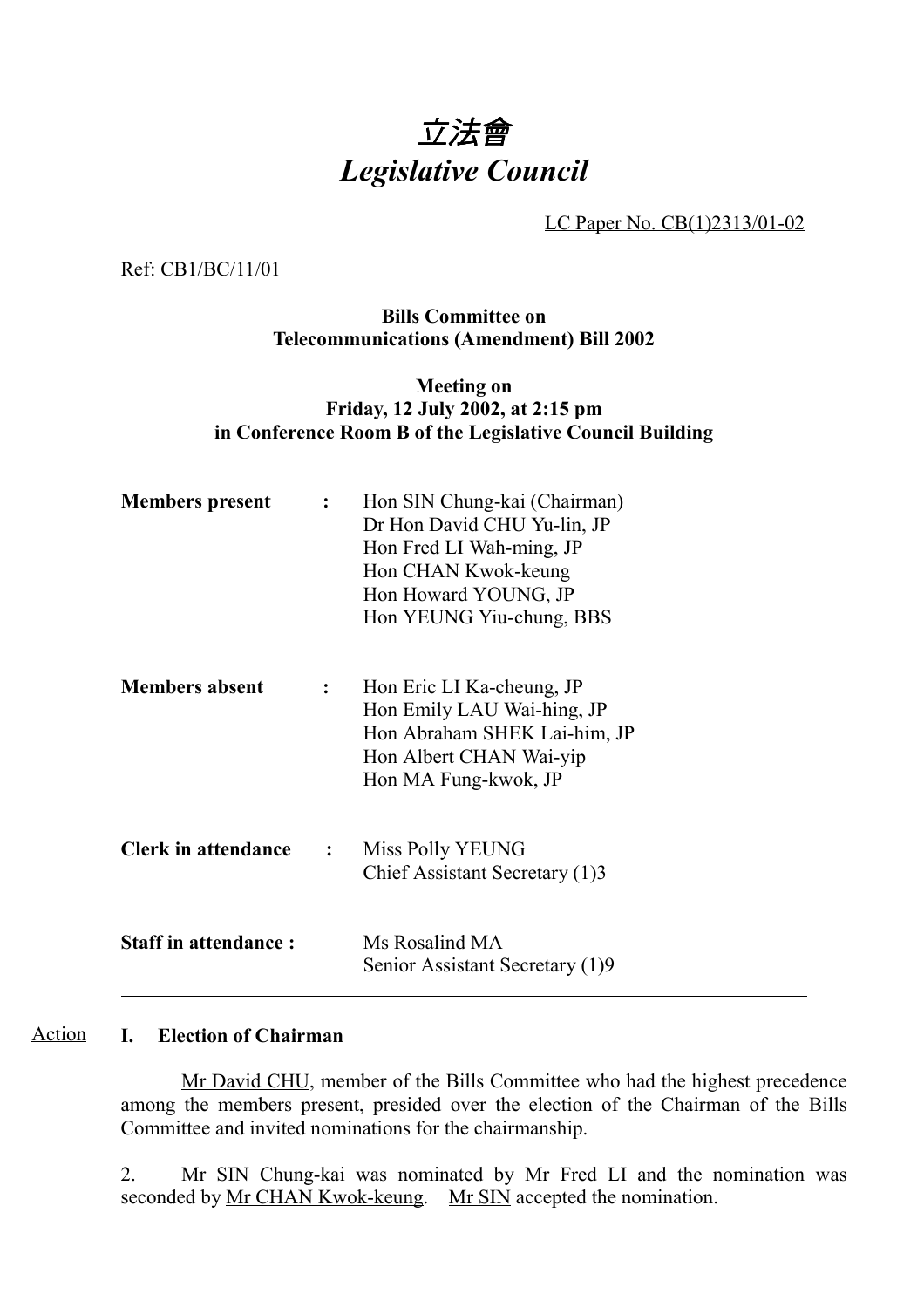# 立法會
# *Legislative Council*

LC Paper No. CB(1)2313/01-02

Ref: CB1/BC/11/01

**Bills Committee on**
**Telecommunications (Amendment) Bill 2002**

**Meeting on**
**Friday, 12 July 2002, at 2:15 pm**
**in Conference Room B of the Legislative Council Building**

| | | |
|---|---|---|
| **Members present** | : | Hon SIN Chung-kai (Chairman)<br>Dr Hon David CHU Yu-lin, JP<br>Hon Fred LI Wah-ming, JP<br>Hon CHAN Kwok-keung<br>Hon Howard YOUNG, JP<br>Hon YEUNG Yiu-chung, BBS |
| **Members absent** | : | Hon Eric LI Ka-cheung, JP<br>Hon Emily LAU Wai-hing, JP<br>Hon Abraham SHEK Lai-him, JP<br>Hon Albert CHAN Wai-yip<br>Hon MA Fung-kwok, JP |
| **Clerk in attendance** | : | Miss Polly YEUNG<br>Chief Assistant Secretary (1)3 |
| **Staff in attendance :** | | Ms Rosalind MA<br>Senior Assistant Secretary (1)9 |

---

Action

## I. Election of Chairman

Mr David CHU, member of the Bills Committee who had the highest precedence among the members present, presided over the election of the Chairman of the Bills Committee and invited nominations for the chairmanship.

2. Mr SIN Chung-kai was nominated by Mr Fred LI and the nomination was seconded by Mr CHAN Kwok-keung. Mr SIN accepted the nomination.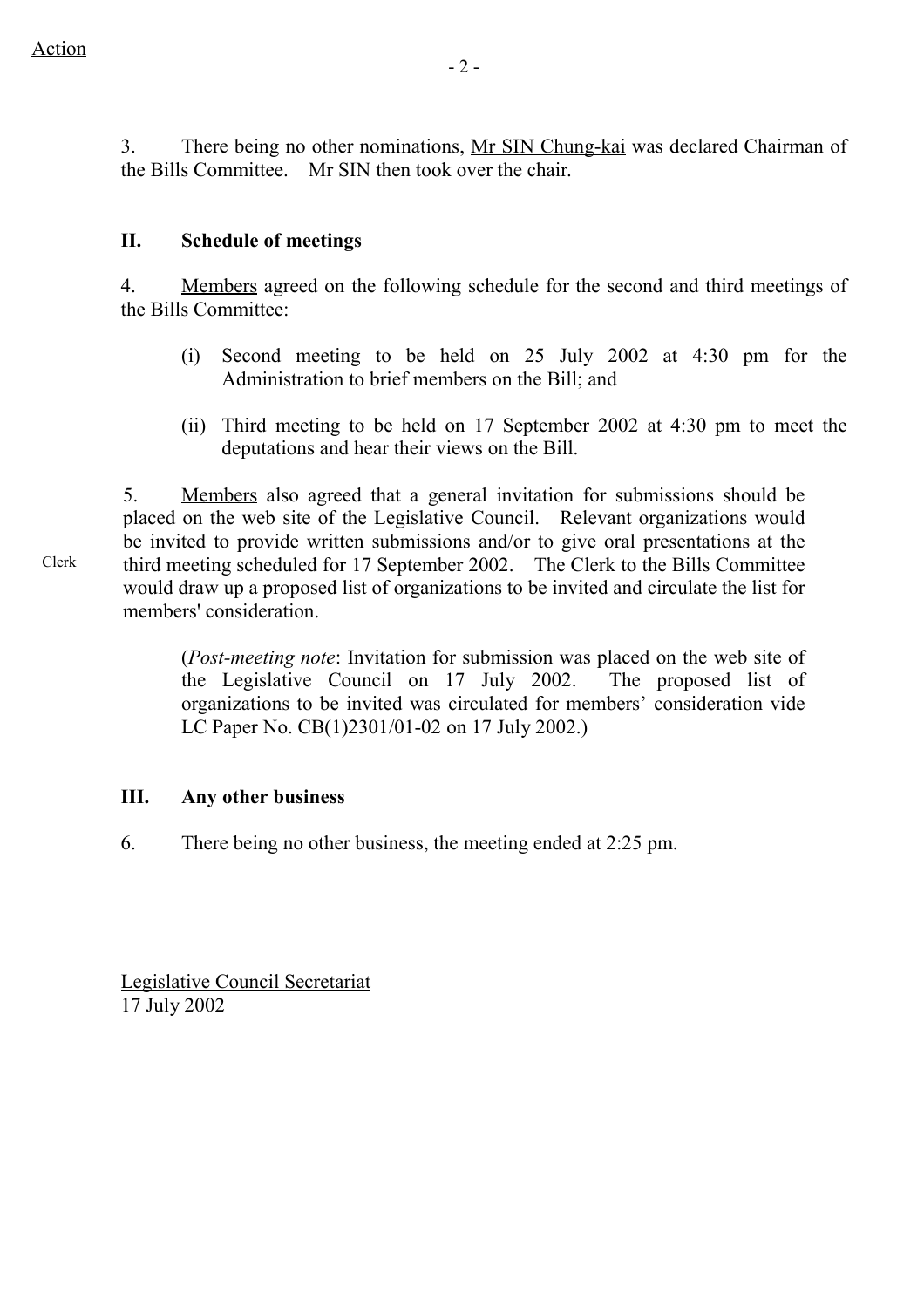Action

3. There being no other nominations, Mr SIN Chung-kai was declared Chairman of the Bills Committee. Mr SIN then took over the chair.

## II. Schedule of meetings

4. Members agreed on the following schedule for the second and third meetings of the Bills Committee:

(i) Second meeting to be held on 25 July 2002 at 4:30 pm for the Administration to brief members on the Bill; and

(ii) Third meeting to be held on 17 September 2002 at 4:30 pm to meet the deputations and hear their views on the Bill.

Clerk

5. Members also agreed that a general invitation for submissions should be placed on the web site of the Legislative Council. Relevant organizations would be invited to provide written submissions and/or to give oral presentations at the third meeting scheduled for 17 September 2002. The Clerk to the Bills Committee would draw up a proposed list of organizations to be invited and circulate the list for members' consideration.

(*Post-meeting note*: Invitation for submission was placed on the web site of the Legislative Council on 17 July 2002. The proposed list of organizations to be invited was circulated for members' consideration vide LC Paper No. CB(1)2301/01-02 on 17 July 2002.)

## III. Any other business

6. There being no other business, the meeting ended at 2:25 pm.

Legislative Council Secretariat
17 July 2002